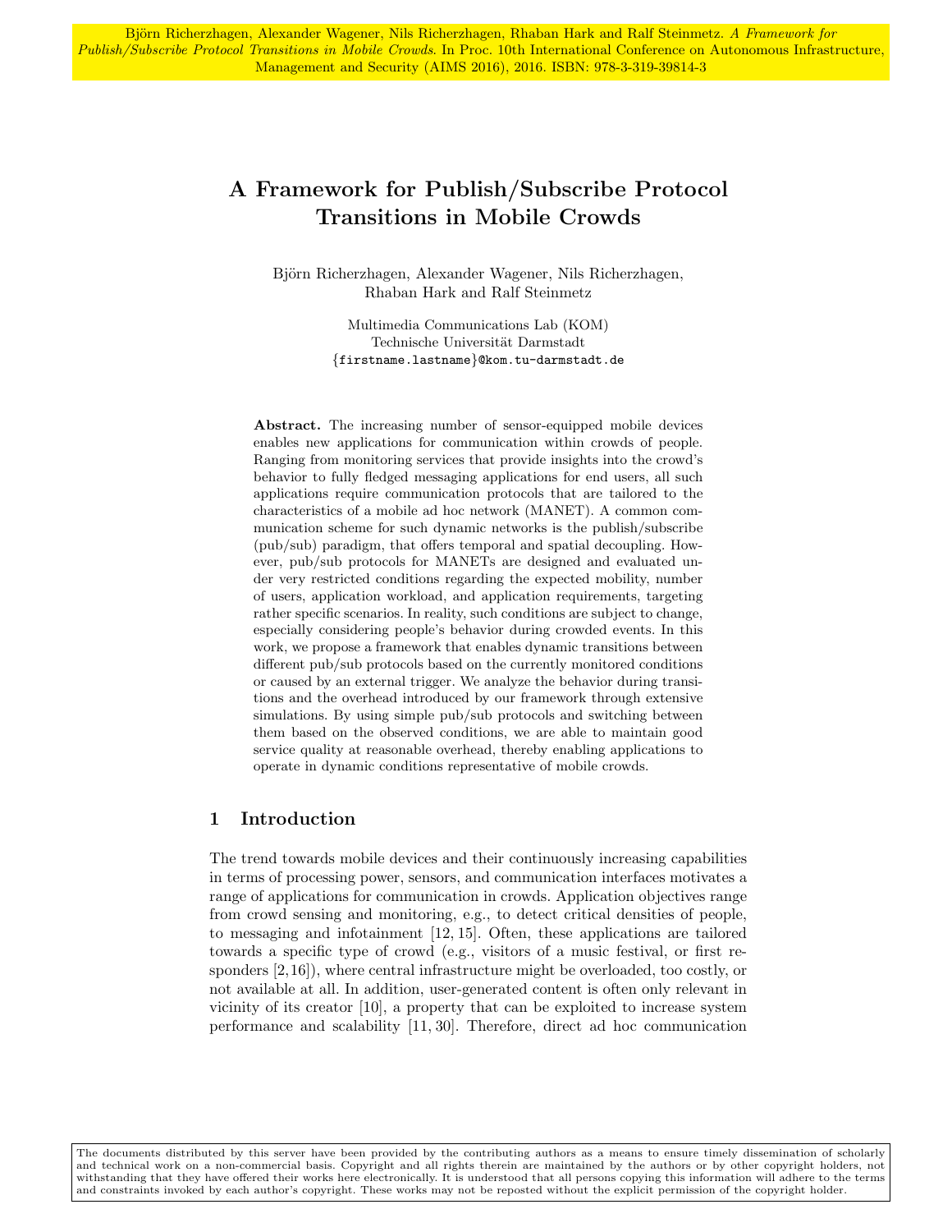Björn Richerzhagen, Alexander Wagener, Nils Richerzhagen, Rhaban Hark and Ralf Steinmetz. *A Framework for Publish/Subscribe Protocol Transitions in Mobile Crowds*. In Proc. 10th International Conference on Autonomous Infrastructure, Management and Security (AIMS 2016), 2016. ISBN: 978-3-319-39814-3

# A Framework for Publish/Subscribe Protocol Transitions in Mobile Crowds

Björn Richerzhagen, Alexander Wagener, Nils Richerzhagen, Rhaban Hark and Ralf Steinmetz

Multimedia Communications Lab (KOM)
Technische Universität Darmstadt
{firstname.lastname}@kom.tu-darmstadt.de

**Abstract.** The increasing number of sensor-equipped mobile devices enables new applications for communication within crowds of people. Ranging from monitoring services that provide insights into the crowd's behavior to fully fledged messaging applications for end users, all such applications require communication protocols that are tailored to the characteristics of a mobile ad hoc network (MANET). A common communication scheme for such dynamic networks is the publish/subscribe (pub/sub) paradigm, that offers temporal and spatial decoupling. However, pub/sub protocols for MANETs are designed and evaluated under very restricted conditions regarding the expected mobility, number of users, application workload, and application requirements, targeting rather specific scenarios. In reality, such conditions are subject to change, especially considering people's behavior during crowded events. In this work, we propose a framework that enables dynamic transitions between different pub/sub protocols based on the currently monitored conditions or caused by an external trigger. We analyze the behavior during transitions and the overhead introduced by our framework through extensive simulations. By using simple pub/sub protocols and switching between them based on the observed conditions, we are able to maintain good service quality at reasonable overhead, thereby enabling applications to operate in dynamic conditions representative of mobile crowds.

## 1 Introduction

The trend towards mobile devices and their continuously increasing capabilities in terms of processing power, sensors, and communication interfaces motivates a range of applications for communication in crowds. Application objectives range from crowd sensing and monitoring, e.g., to detect critical densities of people, to messaging and infotainment [12, 15]. Often, these applications are tailored towards a specific type of crowd (e.g., visitors of a music festival, or first responders [2,16]), where central infrastructure might be overloaded, too costly, or not available at all. In addition, user-generated content is often only relevant in vicinity of its creator [10], a property that can be exploited to increase system performance and scalability [11, 30]. Therefore, direct ad hoc communication

The documents distributed by this server have been provided by the contributing authors as a means to ensure timely dissemination of scholarly and technical work on a non-commercial basis. Copyright and all rights therein are maintained by the authors or by other copyright holders, not withstanding that they have offered their works here electronically. It is understood that all persons copying this information will adhere to the terms and constraints invoked by each author's copyright. These works may not be reposted without the explicit permission of the copyright holder.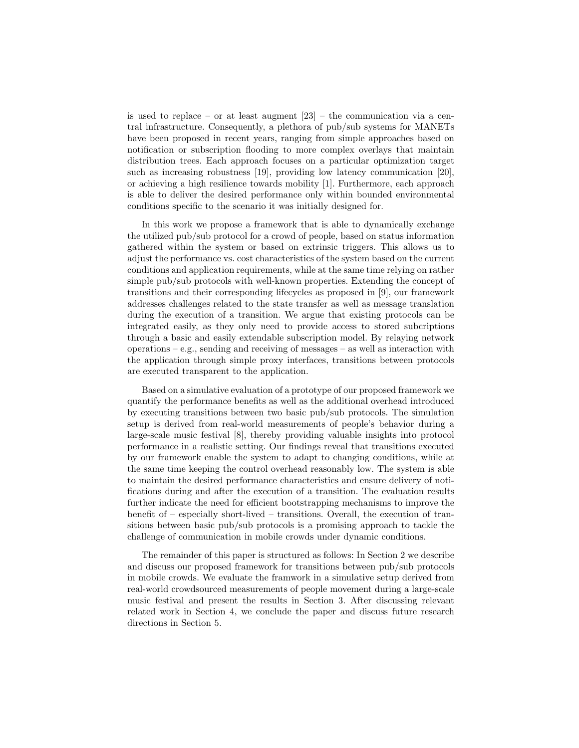is used to replace – or at least augment [23] – the communication via a central infrastructure. Consequently, a plethora of pub/sub systems for MANETs have been proposed in recent years, ranging from simple approaches based on notification or subscription flooding to more complex overlays that maintain distribution trees. Each approach focuses on a particular optimization target such as increasing robustness [19], providing low latency communication [20], or achieving a high resilience towards mobility [1]. Furthermore, each approach is able to deliver the desired performance only within bounded environmental conditions specific to the scenario it was initially designed for.

In this work we propose a framework that is able to dynamically exchange the utilized pub/sub protocol for a crowd of people, based on status information gathered within the system or based on extrinsic triggers. This allows us to adjust the performance vs. cost characteristics of the system based on the current conditions and application requirements, while at the same time relying on rather simple pub/sub protocols with well-known properties. Extending the concept of transitions and their corresponding lifecycles as proposed in [9], our framework addresses challenges related to the state transfer as well as message translation during the execution of a transition. We argue that existing protocols can be integrated easily, as they only need to provide access to stored subcriptions through a basic and easily extendable subscription model. By relaying network operations – e.g., sending and receiving of messages – as well as interaction with the application through simple proxy interfaces, transitions between protocols are executed transparent to the application.

Based on a simulative evaluation of a prototype of our proposed framework we quantify the performance benefits as well as the additional overhead introduced by executing transitions between two basic pub/sub protocols. The simulation setup is derived from real-world measurements of people's behavior during a large-scale music festival [8], thereby providing valuable insights into protocol performance in a realistic setting. Our findings reveal that transitions executed by our framework enable the system to adapt to changing conditions, while at the same time keeping the control overhead reasonably low. The system is able to maintain the desired performance characteristics and ensure delivery of notifications during and after the execution of a transition. The evaluation results further indicate the need for efficient bootstrapping mechanisms to improve the benefit of – especially short-lived – transitions. Overall, the execution of transitions between basic pub/sub protocols is a promising approach to tackle the challenge of communication in mobile crowds under dynamic conditions.

The remainder of this paper is structured as follows: In Section 2 we describe and discuss our proposed framework for transitions between pub/sub protocols in mobile crowds. We evaluate the framwork in a simulative setup derived from real-world crowdsourced measurements of people movement during a large-scale music festival and present the results in Section 3. After discussing relevant related work in Section 4, we conclude the paper and discuss future research directions in Section 5.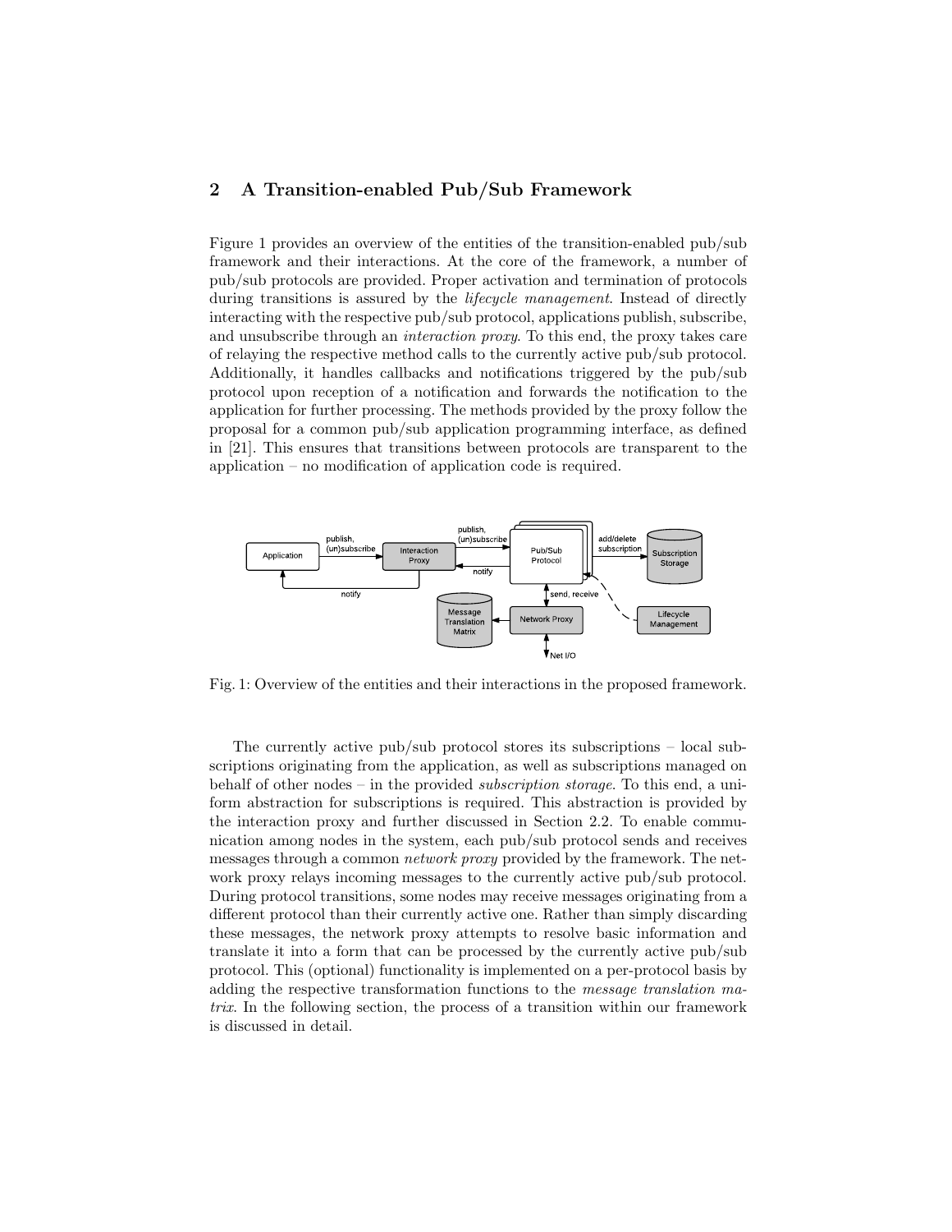## 2 A Transition-enabled Pub/Sub Framework

Figure 1 provides an overview of the entities of the transition-enabled pub/sub framework and their interactions. At the core of the framework, a number of pub/sub protocols are provided. Proper activation and termination of protocols during transitions is assured by the *lifecycle management*. Instead of directly interacting with the respective pub/sub protocol, applications publish, subscribe, and unsubscribe through an *interaction proxy*. To this end, the proxy takes care of relaying the respective method calls to the currently active pub/sub protocol. Additionally, it handles callbacks and notifications triggered by the pub/sub protocol upon reception of a notification and forwards the notification to the application for further processing. The methods provided by the proxy follow the proposal for a common pub/sub application programming interface, as defined in [21]. This ensures that transitions between protocols are transparent to the application – no modification of application code is required.

Fig. 1: Overview of the entities and their interactions in the proposed framework.

The currently active pub/sub protocol stores its subscriptions – local subscriptions originating from the application, as well as subscriptions managed on behalf of other nodes – in the provided *subscription storage*. To this end, a uniform abstraction for subscriptions is required. This abstraction is provided by the interaction proxy and further discussed in Section 2.2. To enable communication among nodes in the system, each pub/sub protocol sends and receives messages through a common *network proxy* provided by the framework. The network proxy relays incoming messages to the currently active pub/sub protocol. During protocol transitions, some nodes may receive messages originating from a different protocol than their currently active one. Rather than simply discarding these messages, the network proxy attempts to resolve basic information and translate it into a form that can be processed by the currently active pub/sub protocol. This (optional) functionality is implemented on a per-protocol basis by adding the respective transformation functions to the *message translation matrix*. In the following section, the process of a transition within our framework is discussed in detail.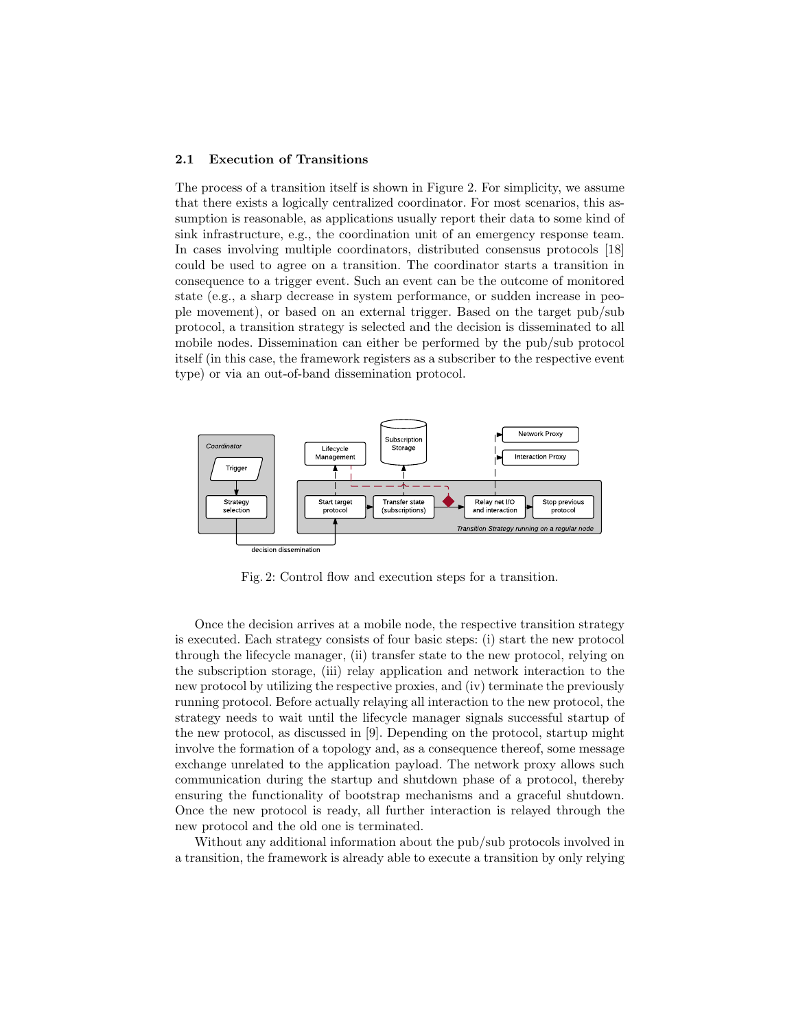### 2.1 Execution of Transitions

The process of a transition itself is shown in Figure 2. For simplicity, we assume that there exists a logically centralized coordinator. For most scenarios, this assumption is reasonable, as applications usually report their data to some kind of sink infrastructure, e.g., the coordination unit of an emergency response team. In cases involving multiple coordinators, distributed consensus protocols [18] could be used to agree on a transition. The coordinator starts a transition in consequence to a trigger event. Such an event can be the outcome of monitored state (e.g., a sharp decrease in system performance, or sudden increase in people movement), or based on an external trigger. Based on the target pub/sub protocol, a transition strategy is selected and the decision is disseminated to all mobile nodes. Dissemination can either be performed by the pub/sub protocol itself (in this case, the framework registers as a subscriber to the respective event type) or via an out-of-band dissemination protocol.

Coordinator
Trigger
Strategy selection
decision dissemination
Lifecycle Management
Subscription Storage
Network Proxy
Interaction Proxy
Start target protocol
Transfer state (subscriptions)
Relay net I/O and interaction
Stop previous protocol
Transition Strategy running on a regular node

Fig. 2: Control flow and execution steps for a transition.

Once the decision arrives at a mobile node, the respective transition strategy is executed. Each strategy consists of four basic steps: (i) start the new protocol through the lifecycle manager, (ii) transfer state to the new protocol, relying on the subscription storage, (iii) relay application and network interaction to the new protocol by utilizing the respective proxies, and (iv) terminate the previously running protocol. Before actually relaying all interaction to the new protocol, the strategy needs to wait until the lifecycle manager signals successful startup of the new protocol, as discussed in [9]. Depending on the protocol, startup might involve the formation of a topology and, as a consequence thereof, some message exchange unrelated to the application payload. The network proxy allows such communication during the startup and shutdown phase of a protocol, thereby ensuring the functionality of bootstrap mechanisms and a graceful shutdown. Once the new protocol is ready, all further interaction is relayed through the new protocol and the old one is terminated.

Without any additional information about the pub/sub protocols involved in a transition, the framework is already able to execute a transition by only relying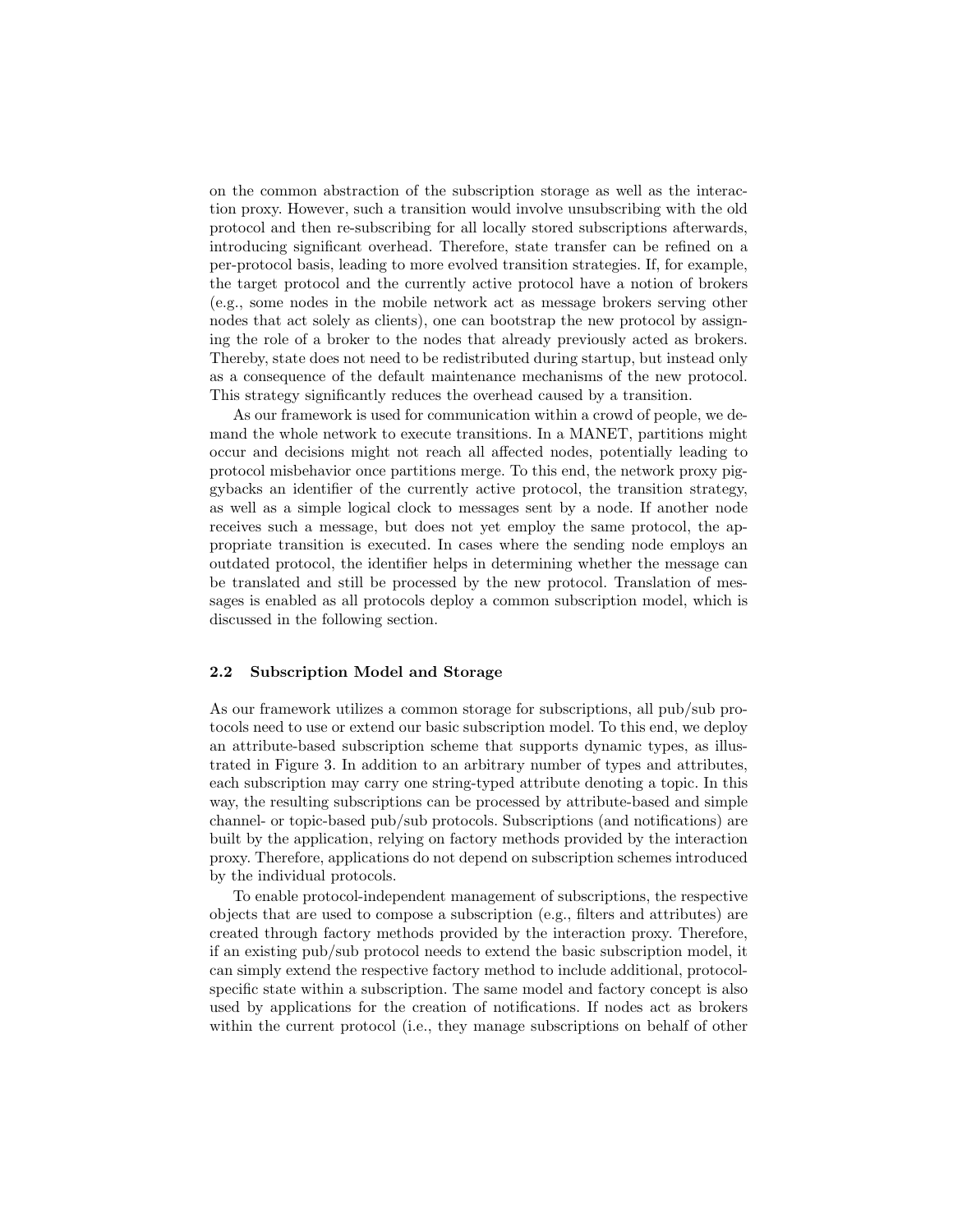on the common abstraction of the subscription storage as well as the interaction proxy. However, such a transition would involve unsubscribing with the old protocol and then re-subscribing for all locally stored subscriptions afterwards, introducing significant overhead. Therefore, state transfer can be refined on a per-protocol basis, leading to more evolved transition strategies. If, for example, the target protocol and the currently active protocol have a notion of brokers (e.g., some nodes in the mobile network act as message brokers serving other nodes that act solely as clients), one can bootstrap the new protocol by assigning the role of a broker to the nodes that already previously acted as brokers. Thereby, state does not need to be redistributed during startup, but instead only as a consequence of the default maintenance mechanisms of the new protocol. This strategy significantly reduces the overhead caused by a transition.

As our framework is used for communication within a crowd of people, we demand the whole network to execute transitions. In a MANET, partitions might occur and decisions might not reach all affected nodes, potentially leading to protocol misbehavior once partitions merge. To this end, the network proxy piggybacks an identifier of the currently active protocol, the transition strategy, as well as a simple logical clock to messages sent by a node. If another node receives such a message, but does not yet employ the same protocol, the appropriate transition is executed. In cases where the sending node employs an outdated protocol, the identifier helps in determining whether the message can be translated and still be processed by the new protocol. Translation of messages is enabled as all protocols deploy a common subscription model, which is discussed in the following section.

### 2.2 Subscription Model and Storage

As our framework utilizes a common storage for subscriptions, all pub/sub protocols need to use or extend our basic subscription model. To this end, we deploy an attribute-based subscription scheme that supports dynamic types, as illustrated in Figure 3. In addition to an arbitrary number of types and attributes, each subscription may carry one string-typed attribute denoting a topic. In this way, the resulting subscriptions can be processed by attribute-based and simple channel- or topic-based pub/sub protocols. Subscriptions (and notifications) are built by the application, relying on factory methods provided by the interaction proxy. Therefore, applications do not depend on subscription schemes introduced by the individual protocols.

To enable protocol-independent management of subscriptions, the respective objects that are used to compose a subscription (e.g., filters and attributes) are created through factory methods provided by the interaction proxy. Therefore, if an existing pub/sub protocol needs to extend the basic subscription model, it can simply extend the respective factory method to include additional, protocol-specific state within a subscription. The same model and factory concept is also used by applications for the creation of notifications. If nodes act as brokers within the current protocol (i.e., they manage subscriptions on behalf of other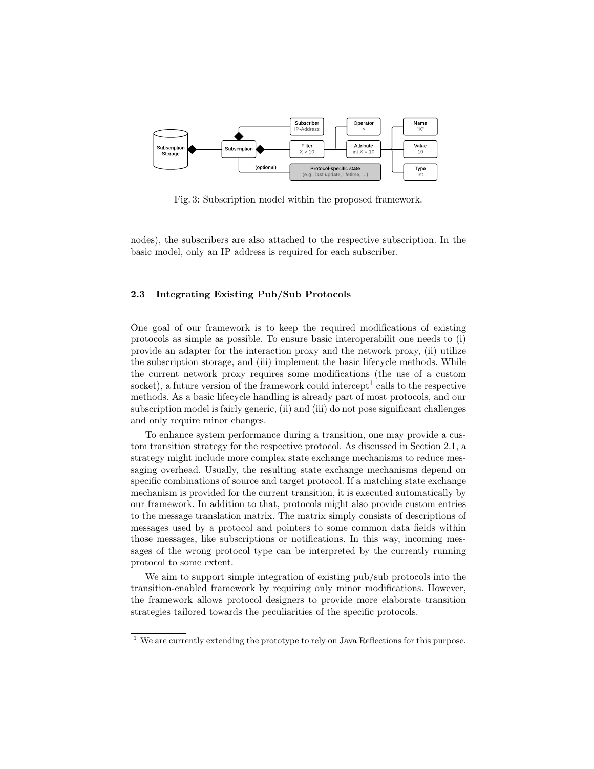Subscription Storage
Subscription
Subscriber
IP-Address
Filter
X > 10
(optional)
Protocol-specific state
(e.g., last update, lifetime, ...)
Operator
>
Attribute
int X = 10
Name
"X"
Value
10
Type
int

Fig. 3: Subscription model within the proposed framework.

nodes), the subscribers are also attached to the respective subscription. In the basic model, only an IP address is required for each subscriber.

### 2.3 Integrating Existing Pub/Sub Protocols

One goal of our framework is to keep the required modifications of existing protocols as simple as possible. To ensure basic interoperabilit one needs to (i) provide an adapter for the interaction proxy and the network proxy, (ii) utilize the subscription storage, and (iii) implement the basic lifecycle methods. While the current network proxy requires some modifications (the use of a custom socket), a future version of the framework could intercept[1] calls to the respective methods. As a basic lifecycle handling is already part of most protocols, and our subscription model is fairly generic, (ii) and (iii) do not pose significant challenges and only require minor changes.

To enhance system performance during a transition, one may provide a custom transition strategy for the respective protocol. As discussed in Section 2.1, a strategy might include more complex state exchange mechanisms to reduce messaging overhead. Usually, the resulting state exchange mechanisms depend on specific combinations of source and target protocol. If a matching state exchange mechanism is provided for the current transition, it is executed automatically by our framework. In addition to that, protocols might also provide custom entries to the message translation matrix. The matrix simply consists of descriptions of messages used by a protocol and pointers to some common data fields within those messages, like subscriptions or notifications. In this way, incoming messages of the wrong protocol type can be interpreted by the currently running protocol to some extent.

We aim to support simple integration of existing pub/sub protocols into the transition-enabled framework by requiring only minor modifications. However, the framework allows protocol designers to provide more elaborate transition strategies tailored towards the peculiarities of the specific protocols.

[1] We are currently extending the prototype to rely on Java Reflections for this purpose.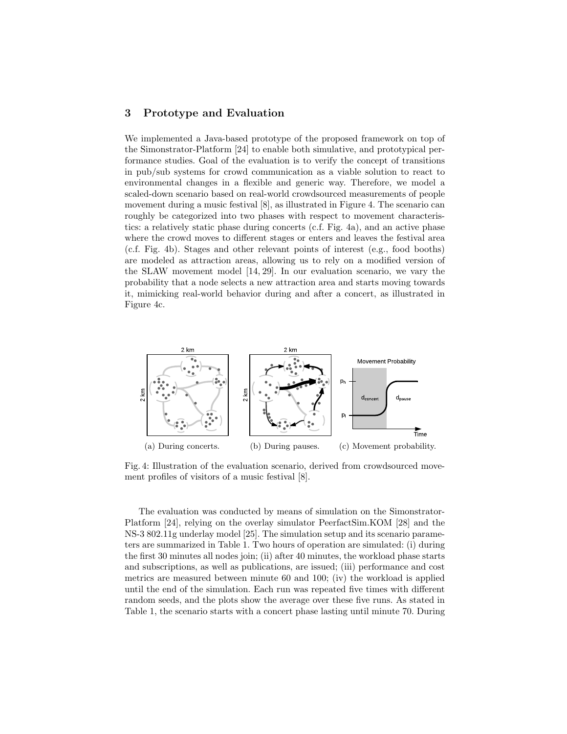## 3 Prototype and Evaluation

We implemented a Java-based prototype of the proposed framework on top of the Simonstrator-Platform [24] to enable both simulative, and prototypical performance studies. Goal of the evaluation is to verify the concept of transitions in pub/sub systems for crowd communication as a viable solution to react to environmental changes in a flexible and generic way. Therefore, we model a scaled-down scenario based on real-world crowdsourced measurements of people movement during a music festival [8], as illustrated in Figure 4. The scenario can roughly be categorized into two phases with respect to movement characteristics: a relatively static phase during concerts (c.f. Fig. 4a), and an active phase where the crowd moves to different stages or enters and leaves the festival area (c.f. Fig. 4b). Stages and other relevant points of interest (e.g., food booths) are modeled as attraction areas, allowing us to rely on a modified version of the SLAW movement model [14, 29]. In our evaluation scenario, we vary the probability that a node selects a new attraction area and starts moving towards it, mimicking real-world behavior during and after a concert, as illustrated in Figure 4c.

(a) During concerts. (b) During pauses. (c) Movement probability.

Fig. 4: Illustration of the evaluation scenario, derived from crowdsourced movement profiles of visitors of a music festival [8].

The evaluation was conducted by means of simulation on the Simonstrator-Platform [24], relying on the overlay simulator PeerfactSim.KOM [28] and the NS-3 802.11g underlay model [25]. The simulation setup and its scenario parameters are summarized in Table 1. Two hours of operation are simulated: (i) during the first 30 minutes all nodes join; (ii) after 40 minutes, the workload phase starts and subscriptions, as well as publications, are issued; (iii) performance and cost metrics are measured between minute 60 and 100; (iv) the workload is applied until the end of the simulation. Each run was repeated five times with different random seeds, and the plots show the average over these five runs. As stated in Table 1, the scenario starts with a concert phase lasting until minute 70. During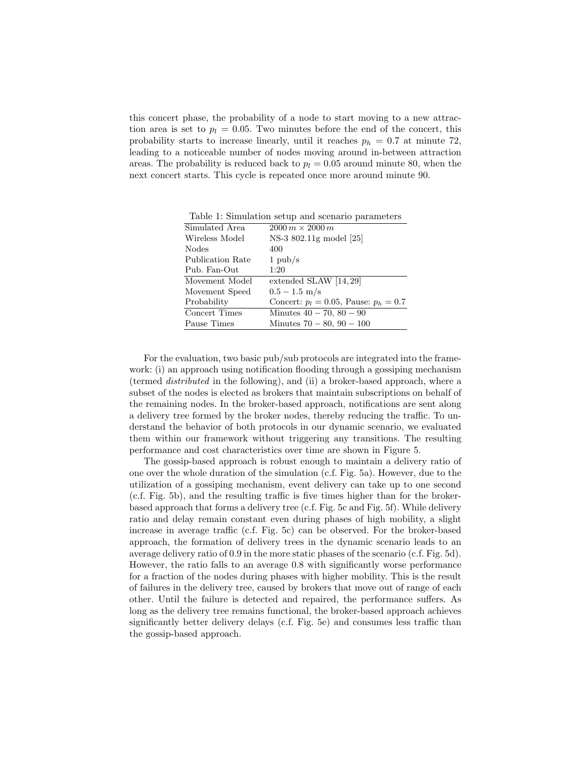this concert phase, the probability of a node to start moving to a new attraction area is set to $p_l = 0.05$. Two minutes before the end of the concert, this probability starts to increase linearly, until it reaches $p_h = 0.7$ at minute 72, leading to a noticeable number of nodes moving around in-between attraction areas. The probability is reduced back to $p_l = 0.05$ around minute 80, when the next concert starts. This cycle is repeated once more around minute 90.

Table 1: Simulation setup and scenario parameters

| | |
|---|---|
| Simulated Area | $2000\,m \times 2000\,m$ |
| Wireless Model | NS-3 802.11g model [25] |
| Nodes | 400 |
| Publication Rate | 1 pub/s |
| Pub. Fan-Out | 1:20 |
| Movement Model | extended SLAW [14, 29] |
| Movement Speed | $0.5 - 1.5$ m/s |
| Probability | Concert: $p_l = 0.05$, Pause: $p_h = 0.7$ |
| Concert Times | Minutes $40 - 70$, $80 - 90$ |
| Pause Times | Minutes $70 - 80$, $90 - 100$ |

For the evaluation, two basic pub/sub protocols are integrated into the framework: (i) an approach using notification flooding through a gossiping mechanism (termed *distributed* in the following), and (ii) a broker-based approach, where a subset of the nodes is elected as brokers that maintain subscriptions on behalf of the remaining nodes. In the broker-based approach, notifications are sent along a delivery tree formed by the broker nodes, thereby reducing the traffic. To understand the behavior of both protocols in our dynamic scenario, we evaluated them within our framework without triggering any transitions. The resulting performance and cost characteristics over time are shown in Figure 5.

The gossip-based approach is robust enough to maintain a delivery ratio of one over the whole duration of the simulation (c.f. Fig. 5a). However, due to the utilization of a gossiping mechanism, event delivery can take up to one second (c.f. Fig. 5b), and the resulting traffic is five times higher than for the broker-based approach that forms a delivery tree (c.f. Fig. 5c and Fig. 5f). While delivery ratio and delay remain constant even during phases of high mobility, a slight increase in average traffic (c.f. Fig. 5c) can be observed. For the broker-based approach, the formation of delivery trees in the dynamic scenario leads to an average delivery ratio of 0.9 in the more static phases of the scenario (c.f. Fig. 5d). However, the ratio falls to an average 0.8 with significantly worse performance for a fraction of the nodes during phases with higher mobility. This is the result of failures in the delivery tree, caused by brokers that move out of range of each other. Until the failure is detected and repaired, the performance suffers. As long as the delivery tree remains functional, the broker-based approach achieves significantly better delivery delays (c.f. Fig. 5e) and consumes less traffic than the gossip-based approach.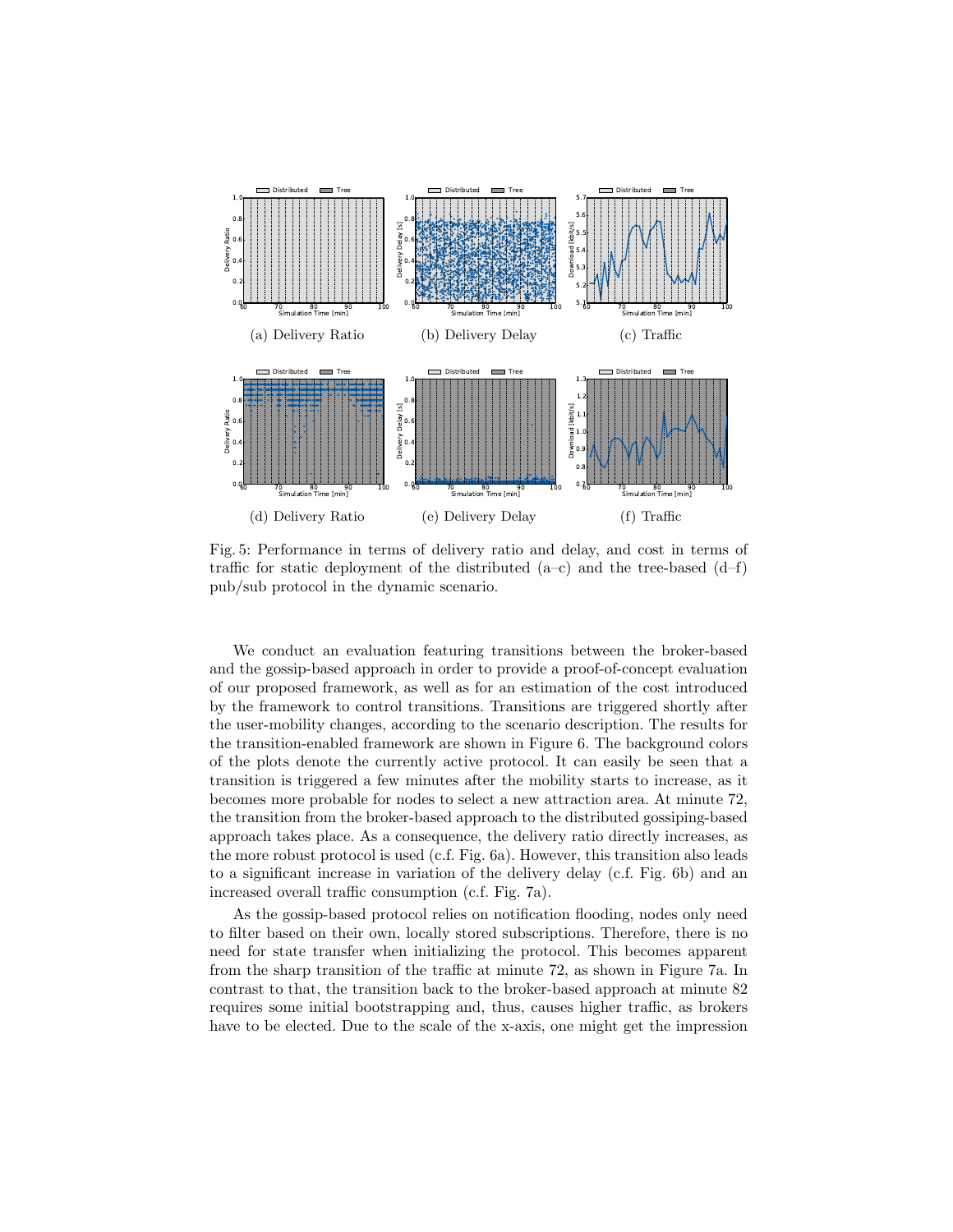(a) Delivery Ratio (b) Delivery Delay (c) Traffic

(d) Delivery Ratio (e) Delivery Delay (f) Traffic

Fig. 5: Performance in terms of delivery ratio and delay, and cost in terms of traffic for static deployment of the distributed (a–c) and the tree-based (d–f) pub/sub protocol in the dynamic scenario.

We conduct an evaluation featuring transitions between the broker-based and the gossip-based approach in order to provide a proof-of-concept evaluation of our proposed framework, as well as for an estimation of the cost introduced by the framework to control transitions. Transitions are triggered shortly after the user-mobility changes, according to the scenario description. The results for the transition-enabled framework are shown in Figure 6. The background colors of the plots denote the currently active protocol. It can easily be seen that a transition is triggered a few minutes after the mobility starts to increase, as it becomes more probable for nodes to select a new attraction area. At minute 72, the transition from the broker-based approach to the distributed gossiping-based approach takes place. As a consequence, the delivery ratio directly increases, as the more robust protocol is used (c.f. Fig. 6a). However, this transition also leads to a significant increase in variation of the delivery delay (c.f. Fig. 6b) and an increased overall traffic consumption (c.f. Fig. 7a).

As the gossip-based protocol relies on notification flooding, nodes only need to filter based on their own, locally stored subscriptions. Therefore, there is no need for state transfer when initializing the protocol. This becomes apparent from the sharp transition of the traffic at minute 72, as shown in Figure 7a. In contrast to that, the transition back to the broker-based approach at minute 82 requires some initial bootstrapping and, thus, causes higher traffic, as brokers have to be elected. Due to the scale of the x-axis, one might get the impression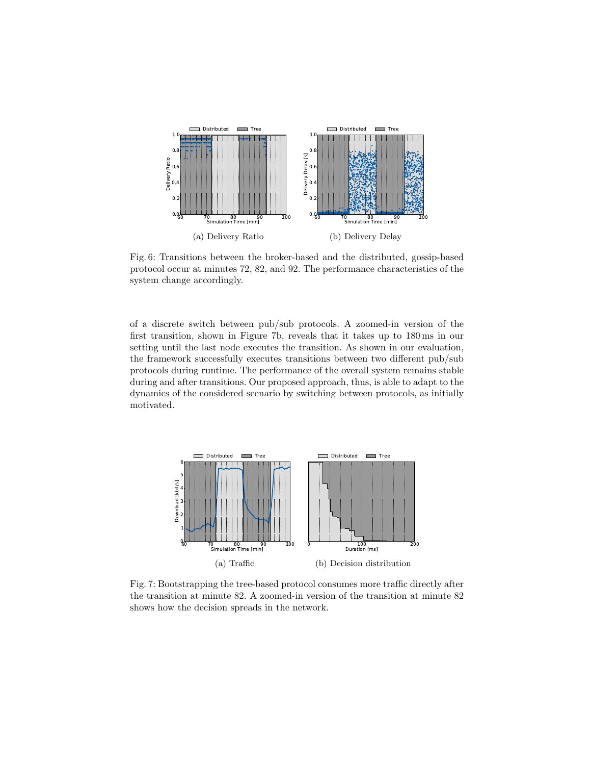(a) Delivery Ratio

(b) Delivery Delay

Fig. 6: Transitions between the broker-based and the distributed, gossip-based protocol occur at minutes 72, 82, and 92. The performance characteristics of the system change accordingly.

of a discrete switch between pub/sub protocols. A zoomed-in version of the first transition, shown in Figure 7b, reveals that it takes up to 180 ms in our setting until the last node executes the transition. As shown in our evaluation, the framework successfully executes transitions between two different pub/sub protocols during runtime. The performance of the overall system remains stable during and after transitions. Our proposed approach, thus, is able to adapt to the dynamics of the considered scenario by switching between protocols, as initially motivated.

(a) Traffic

(b) Decision distribution

Fig. 7: Bootstrapping the tree-based protocol consumes more traffic directly after the transition at minute 82. A zoomed-in version of the transition at minute 82 shows how the decision spreads in the network.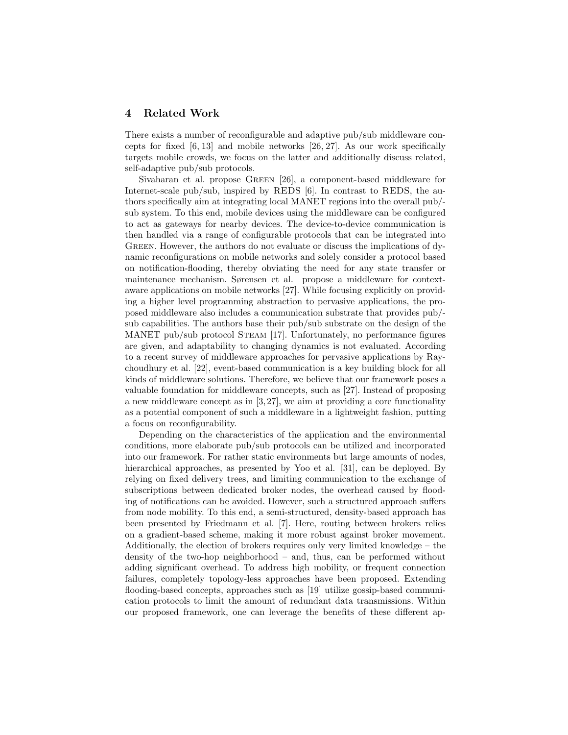## 4 Related Work

There exists a number of reconfigurable and adaptive pub/sub middleware concepts for fixed [6, 13] and mobile networks [26, 27]. As our work specifically targets mobile crowds, we focus on the latter and additionally discuss related, self-adaptive pub/sub protocols.

Sivaharan et al. propose Green [26], a component-based middleware for Internet-scale pub/sub, inspired by REDS [6]. In contrast to REDS, the authors specifically aim at integrating local MANET regions into the overall pub/-sub system. To this end, mobile devices using the middleware can be configured to act as gateways for nearby devices. The device-to-device communication is then handled via a range of configurable protocols that can be integrated into Green. However, the authors do not evaluate or discuss the implications of dynamic reconfigurations on mobile networks and solely consider a protocol based on notification-flooding, thereby obviating the need for any state transfer or maintenance mechanism. Sørensen et al. propose a middleware for context-aware applications on mobile networks [27]. While focusing explicitly on providing a higher level programming abstraction to pervasive applications, the proposed middleware also includes a communication substrate that provides pub/-sub capabilities. The authors base their pub/sub substrate on the design of the MANET pub/sub protocol Steam [17]. Unfortunately, no performance figures are given, and adaptability to changing dynamics is not evaluated. According to a recent survey of middleware approaches for pervasive applications by Raychoudhury et al. [22], event-based communication is a key building block for all kinds of middleware solutions. Therefore, we believe that our framework poses a valuable foundation for middleware concepts, such as [27]. Instead of proposing a new middleware concept as in [3, 27], we aim at providing a core functionality as a potential component of such a middleware in a lightweight fashion, putting a focus on reconfigurability.

Depending on the characteristics of the application and the environmental conditions, more elaborate pub/sub protocols can be utilized and incorporated into our framework. For rather static environments but large amounts of nodes, hierarchical approaches, as presented by Yoo et al. [31], can be deployed. By relying on fixed delivery trees, and limiting communication to the exchange of subscriptions between dedicated broker nodes, the overhead caused by flooding of notifications can be avoided. However, such a structured approach suffers from node mobility. To this end, a semi-structured, density-based approach has been presented by Friedmann et al. [7]. Here, routing between brokers relies on a gradient-based scheme, making it more robust against broker movement. Additionally, the election of brokers requires only very limited knowledge – the density of the two-hop neighborhood – and, thus, can be performed without adding significant overhead. To address high mobility, or frequent connection failures, completely topology-less approaches have been proposed. Extending flooding-based concepts, approaches such as [19] utilize gossip-based communication protocols to limit the amount of redundant data transmissions. Within our proposed framework, one can leverage the benefits of these different ap-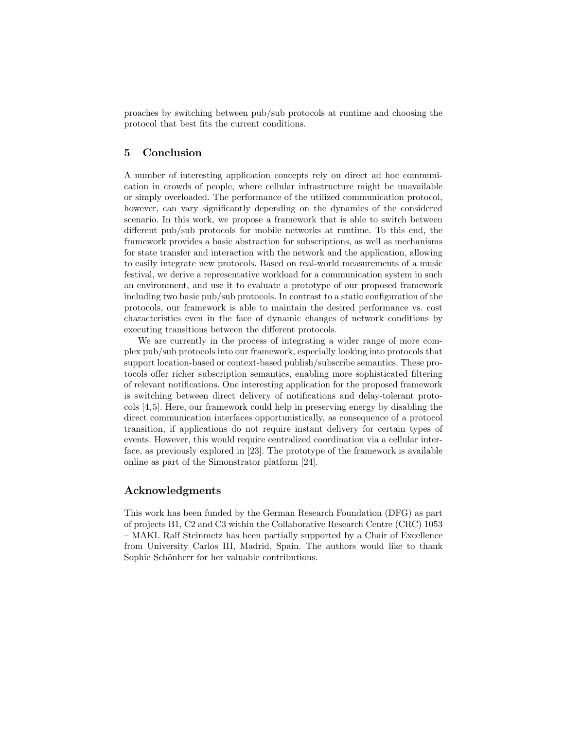proaches by switching between pub/sub protocols at runtime and choosing the protocol that best fits the current conditions.

## 5 Conclusion

A number of interesting application concepts rely on direct ad hoc communication in crowds of people, where cellular infrastructure might be unavailable or simply overloaded. The performance of the utilized communication protocol, however, can vary significantly depending on the dynamics of the considered scenario. In this work, we propose a framework that is able to switch between different pub/sub protocols for mobile networks at runtime. To this end, the framework provides a basic abstraction for subscriptions, as well as mechanisms for state transfer and interaction with the network and the application, allowing to easily integrate new protocols. Based on real-world measurements of a music festival, we derive a representative workload for a communication system in such an environment, and use it to evaluate a prototype of our proposed framework including two basic pub/sub protocols. In contrast to a static configuration of the protocols, our framework is able to maintain the desired performance vs. cost characteristics even in the face of dynamic changes of network conditions by executing transitions between the different protocols.

We are currently in the process of integrating a wider range of more complex pub/sub protocols into our framework, especially looking into protocols that support location-based or context-based publish/subscribe semantics. These protocols offer richer subscription semantics, enabling more sophisticated filtering of relevant notifications. One interesting application for the proposed framework is switching between direct delivery of notifications and delay-tolerant protocols [4, 5]. Here, our framework could help in preserving energy by disabling the direct communication interfaces opportunistically, as consequence of a protocol transition, if applications do not require instant delivery for certain types of events. However, this would require centralized coordination via a cellular interface, as previously explored in [23]. The prototype of the framework is available online as part of the Simonstrator platform [24].

## Acknowledgments

This work has been funded by the German Research Foundation (DFG) as part of projects B1, C2 and C3 within the Collaborative Research Centre (CRC) 1053 – MAKI. Ralf Steinmetz has been partially supported by a Chair of Excellence from University Carlos III, Madrid, Spain. The authors would like to thank Sophie Schönherr for her valuable contributions.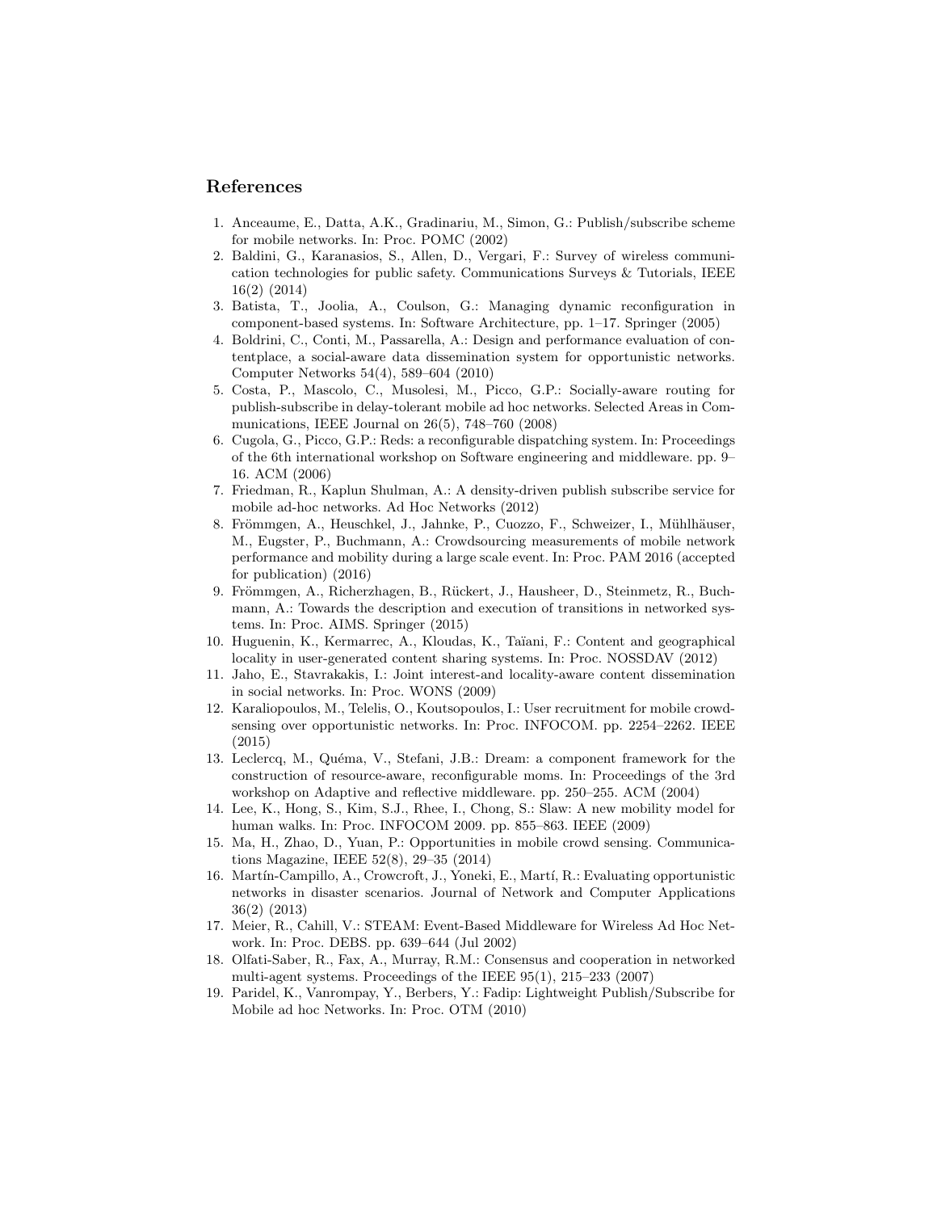## References

1. Anceaume, E., Datta, A.K., Gradinariu, M., Simon, G.: Publish/subscribe scheme for mobile networks. In: Proc. POMC (2002)
2. Baldini, G., Karanasios, S., Allen, D., Vergari, F.: Survey of wireless communication technologies for public safety. Communications Surveys & Tutorials, IEEE 16(2) (2014)
3. Batista, T., Joolia, A., Coulson, G.: Managing dynamic reconfiguration in component-based systems. In: Software Architecture, pp. 1–17. Springer (2005)
4. Boldrini, C., Conti, M., Passarella, A.: Design and performance evaluation of contentplace, a social-aware data dissemination system for opportunistic networks. Computer Networks 54(4), 589–604 (2010)
5. Costa, P., Mascolo, C., Musolesi, M., Picco, G.P.: Socially-aware routing for publish-subscribe in delay-tolerant mobile ad hoc networks. Selected Areas in Communications, IEEE Journal on 26(5), 748–760 (2008)
6. Cugola, G., Picco, G.P.: Reds: a reconfigurable dispatching system. In: Proceedings of the 6th international workshop on Software engineering and middleware. pp. 9–16. ACM (2006)
7. Friedman, R., Kaplun Shulman, A.: A density-driven publish subscribe service for mobile ad-hoc networks. Ad Hoc Networks (2012)
8. Frömmgen, A., Heuschkel, J., Jahnke, P., Cuozzo, F., Schweizer, I., Mühlhäuser, M., Eugster, P., Buchmann, A.: Crowdsourcing measurements of mobile network performance and mobility during a large scale event. In: Proc. PAM 2016 (accepted for publication) (2016)
9. Frömmgen, A., Richerzhagen, B., Rückert, J., Hausheer, D., Steinmetz, R., Buchmann, A.: Towards the description and execution of transitions in networked systems. In: Proc. AIMS. Springer (2015)
10. Huguenin, K., Kermarrec, A., Kloudas, K., Taïani, F.: Content and geographical locality in user-generated content sharing systems. In: Proc. NOSSDAV (2012)
11. Jaho, E., Stavrakakis, I.: Joint interest-and locality-aware content dissemination in social networks. In: Proc. WONS (2009)
12. Karaliopoulos, M., Telelis, O., Koutsopoulos, I.: User recruitment for mobile crowdsensing over opportunistic networks. In: Proc. INFOCOM. pp. 2254–2262. IEEE (2015)
13. Leclercq, M., Quéma, V., Stefani, J.B.: Dream: a component framework for the construction of resource-aware, reconfigurable moms. In: Proceedings of the 3rd workshop on Adaptive and reflective middleware. pp. 250–255. ACM (2004)
14. Lee, K., Hong, S., Kim, S.J., Rhee, I., Chong, S.: Slaw: A new mobility model for human walks. In: Proc. INFOCOM 2009. pp. 855–863. IEEE (2009)
15. Ma, H., Zhao, D., Yuan, P.: Opportunities in mobile crowd sensing. Communications Magazine, IEEE 52(8), 29–35 (2014)
16. Martín-Campillo, A., Crowcroft, J., Yoneki, E., Martí, R.: Evaluating opportunistic networks in disaster scenarios. Journal of Network and Computer Applications 36(2) (2013)
17. Meier, R., Cahill, V.: STEAM: Event-Based Middleware for Wireless Ad Hoc Network. In: Proc. DEBS. pp. 639–644 (Jul 2002)
18. Olfati-Saber, R., Fax, A., Murray, R.M.: Consensus and cooperation in networked multi-agent systems. Proceedings of the IEEE 95(1), 215–233 (2007)
19. Paridel, K., Vanrompay, Y., Berbers, Y.: Fadip: Lightweight Publish/Subscribe for Mobile ad hoc Networks. In: Proc. OTM (2010)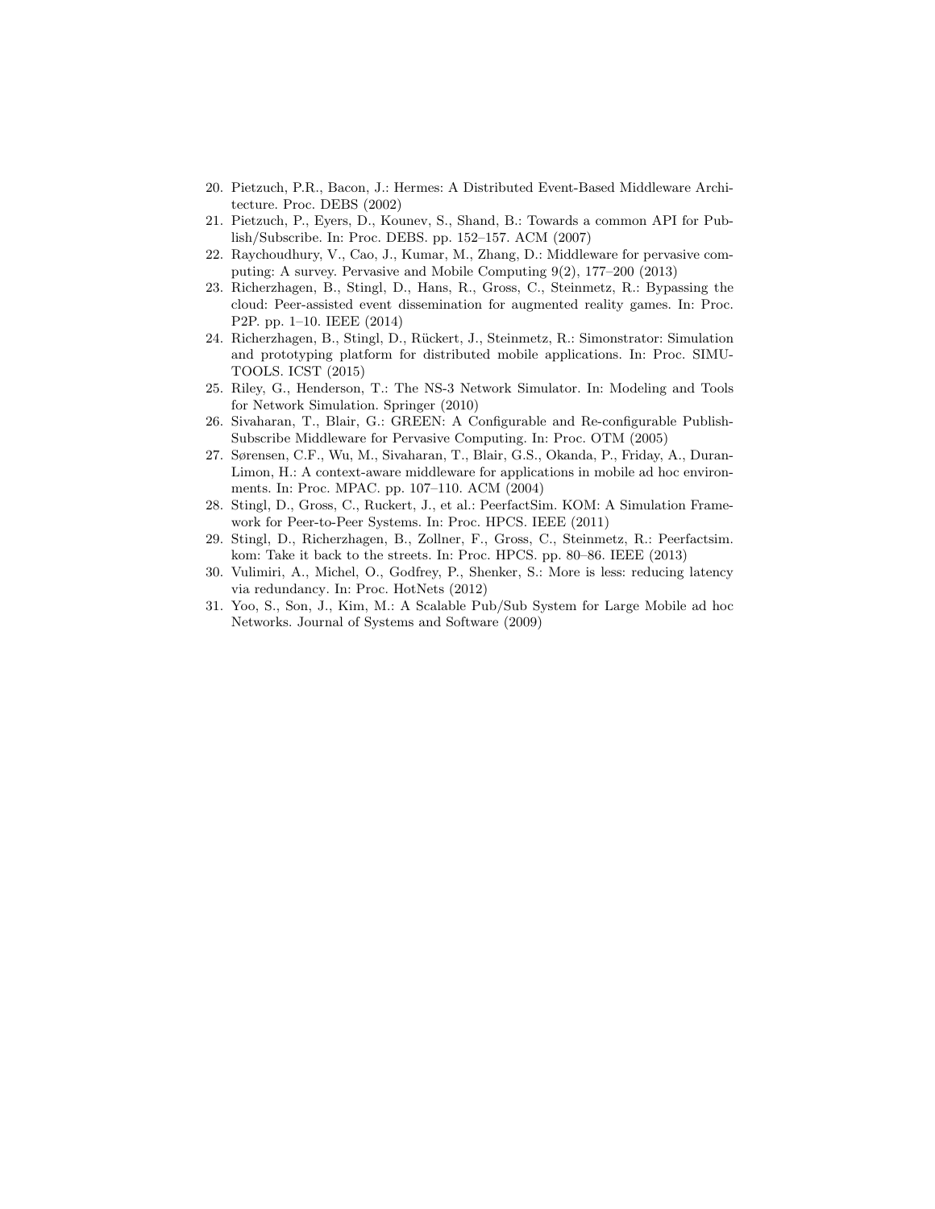20. Pietzuch, P.R., Bacon, J.: Hermes: A Distributed Event-Based Middleware Architecture. Proc. DEBS (2002)
21. Pietzuch, P., Eyers, D., Kounev, S., Shand, B.: Towards a common API for Publish/Subscribe. In: Proc. DEBS. pp. 152–157. ACM (2007)
22. Raychoudhury, V., Cao, J., Kumar, M., Zhang, D.: Middleware for pervasive computing: A survey. Pervasive and Mobile Computing 9(2), 177–200 (2013)
23. Richerzhagen, B., Stingl, D., Hans, R., Gross, C., Steinmetz, R.: Bypassing the cloud: Peer-assisted event dissemination for augmented reality games. In: Proc. P2P. pp. 1–10. IEEE (2014)
24. Richerzhagen, B., Stingl, D., Rückert, J., Steinmetz, R.: Simonstrator: Simulation and prototyping platform for distributed mobile applications. In: Proc. SIMUTOOLS. ICST (2015)
25. Riley, G., Henderson, T.: The NS-3 Network Simulator. In: Modeling and Tools for Network Simulation. Springer (2010)
26. Sivaharan, T., Blair, G.: GREEN: A Configurable and Re-configurable Publish-Subscribe Middleware for Pervasive Computing. In: Proc. OTM (2005)
27. Sørensen, C.F., Wu, M., Sivaharan, T., Blair, G.S., Okanda, P., Friday, A., Duran-Limon, H.: A context-aware middleware for applications in mobile ad hoc environments. In: Proc. MPAC. pp. 107–110. ACM (2004)
28. Stingl, D., Gross, C., Ruckert, J., et al.: PeerfactSim. KOM: A Simulation Framework for Peer-to-Peer Systems. In: Proc. HPCS. IEEE (2011)
29. Stingl, D., Richerzhagen, B., Zollner, F., Gross, C., Steinmetz, R.: Peerfactsim. kom: Take it back to the streets. In: Proc. HPCS. pp. 80–86. IEEE (2013)
30. Vulimiri, A., Michel, O., Godfrey, P., Shenker, S.: More is less: reducing latency via redundancy. In: Proc. HotNets (2012)
31. Yoo, S., Son, J., Kim, M.: A Scalable Pub/Sub System for Large Mobile ad hoc Networks. Journal of Systems and Software (2009)